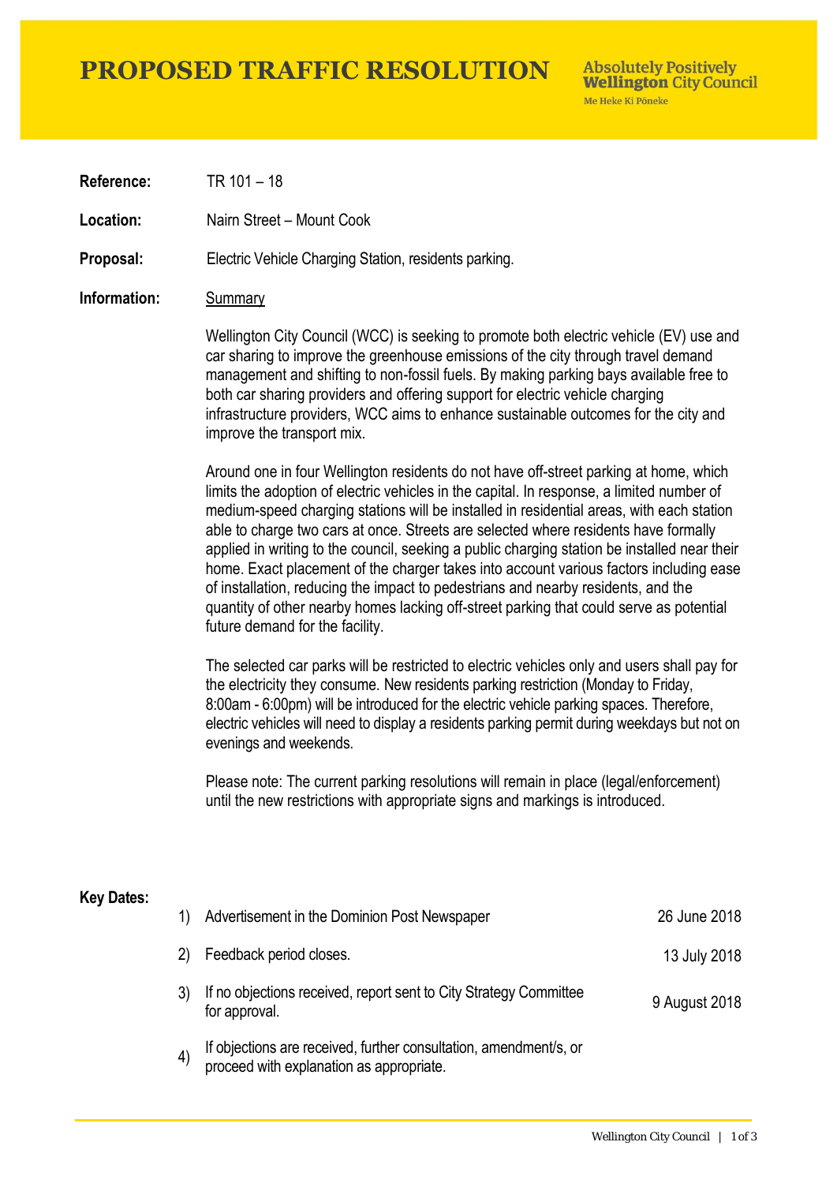# PROPOSED TRAFFIC RESOLUTION

Absolutely Positively **Wellington** City Council
Me Heke Ki Pōneke

**Reference:** TR 101 – 18

**Location:** Nairn Street – Mount Cook

**Proposal:** Electric Vehicle Charging Station, residents parking.

**Information:** Summary

Wellington City Council (WCC) is seeking to promote both electric vehicle (EV) use and car sharing to improve the greenhouse emissions of the city through travel demand management and shifting to non-fossil fuels. By making parking bays available free to both car sharing providers and offering support for electric vehicle charging infrastructure providers, WCC aims to enhance sustainable outcomes for the city and improve the transport mix.

Around one in four Wellington residents do not have off-street parking at home, which limits the adoption of electric vehicles in the capital. In response, a limited number of medium-speed charging stations will be installed in residential areas, with each station able to charge two cars at once. Streets are selected where residents have formally applied in writing to the council, seeking a public charging station be installed near their home. Exact placement of the charger takes into account various factors including ease of installation, reducing the impact to pedestrians and nearby residents, and the quantity of other nearby homes lacking off-street parking that could serve as potential future demand for the facility.

The selected car parks will be restricted to electric vehicles only and users shall pay for the electricity they consume. New residents parking restriction (Monday to Friday, 8:00am - 6:00pm) will be introduced for the electric vehicle parking spaces. Therefore, electric vehicles will need to display a residents parking permit during weekdays but not on evenings and weekends.

Please note: The current parking resolutions will remain in place (legal/enforcement) until the new restrictions with appropriate signs and markings is introduced.

**Key Dates:**

1) Advertisement in the Dominion Post Newspaper — 26 June 2018
2) Feedback period closes. — 13 July 2018
3) If no objections received, report sent to City Strategy Committee for approval. — 9 August 2018
4) If objections are received, further consultation, amendment/s, or proceed with explanation as appropriate.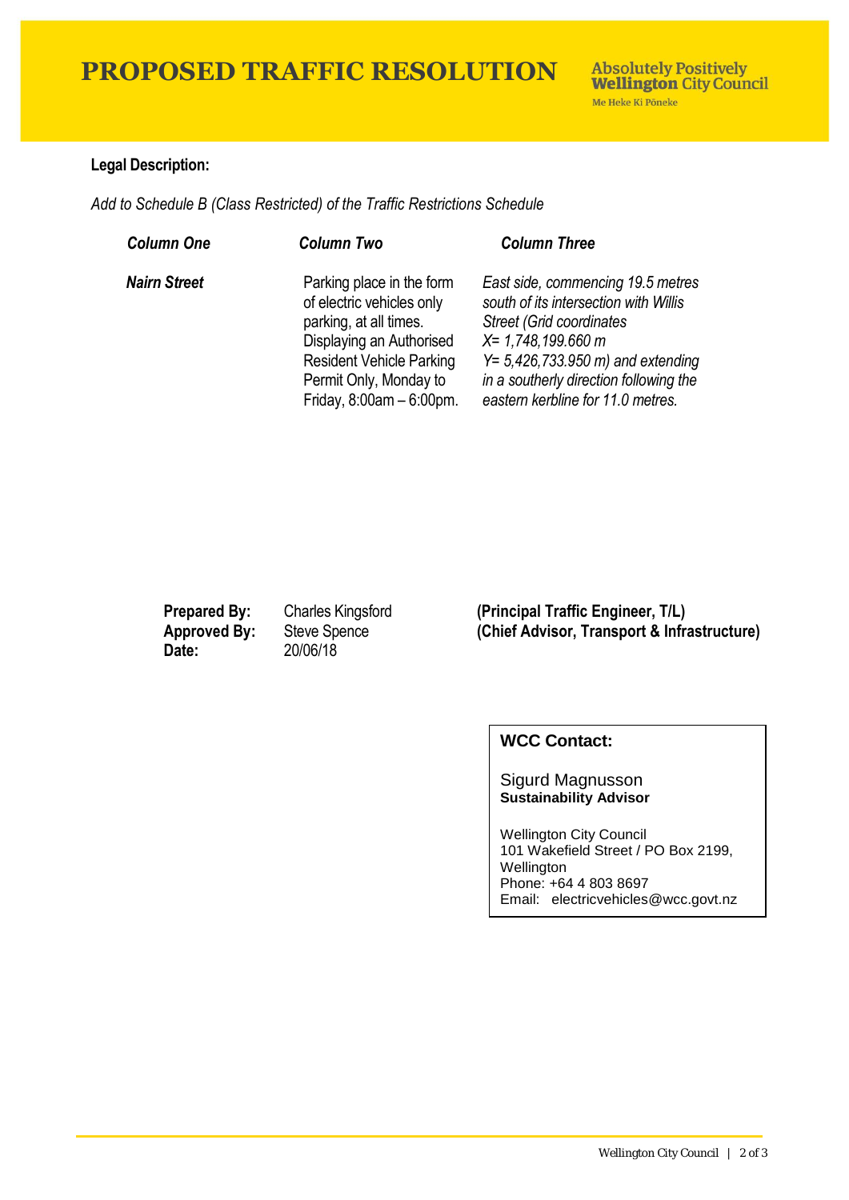# PROPOSED TRAFFIC RESOLUTION

Absolutely Positively **Wellington** City Council
Me Heke Ki Pōneke

**Legal Description:**

*Add to Schedule B (Class Restricted) of the Traffic Restrictions Schedule*

| *Column One* | *Column Two* | *Column Three* |
|---|---|---|
| ***Nairn Street*** | Parking place in the form of electric vehicles only parking, at all times. Displaying an Authorised Resident Vehicle Parking Permit Only, Monday to Friday, 8:00am – 6:00pm. | *East side, commencing 19.5 metres south of its intersection with Willis Street (Grid coordinates X= 1,748,199.660 m Y= 5,426,733.950 m) and extending in a southerly direction following the eastern kerbline for 11.0 metres.* |

**Prepared By:** Charles Kingsford **(Principal Traffic Engineer, T/L)**
**Approved By:** Steve Spence **(Chief Advisor, Transport & Infrastructure)**
**Date:** 20/06/18

**WCC Contact:**

Sigurd Magnusson
**Sustainability Advisor**

Wellington City Council
101 Wakefield Street / PO Box 2199, Wellington
Phone: +64 4 803 8697
Email: electricvehicles@wcc.govt.nz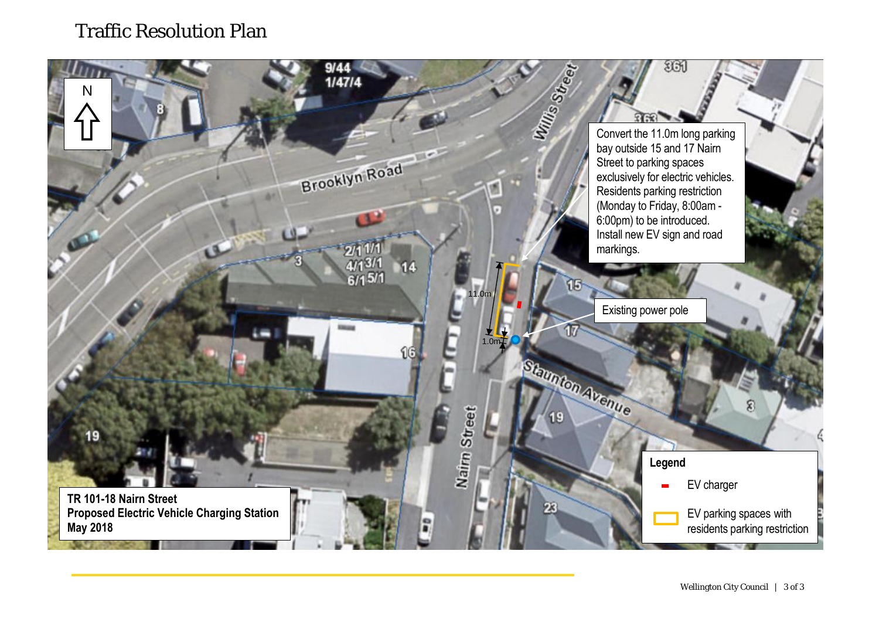# Traffic Resolution Plan

N

Brooklyn Road

Willis Street

Nairn Street

Staunton Avenue

11.0m

1.0m

Convert the 11.0m long parking bay outside 15 and 17 Nairn Street to parking spaces exclusively for electric vehicles. Residents parking restriction (Monday to Friday, 8:00am - 6:00pm) to be introduced. Install new EV sign and road markings.

Existing power pole

**Legend**

- EV charger
- EV parking spaces with residents parking restriction

**TR 101-18 Nairn Street**
**Proposed Electric Vehicle Charging Station**
**May 2018**